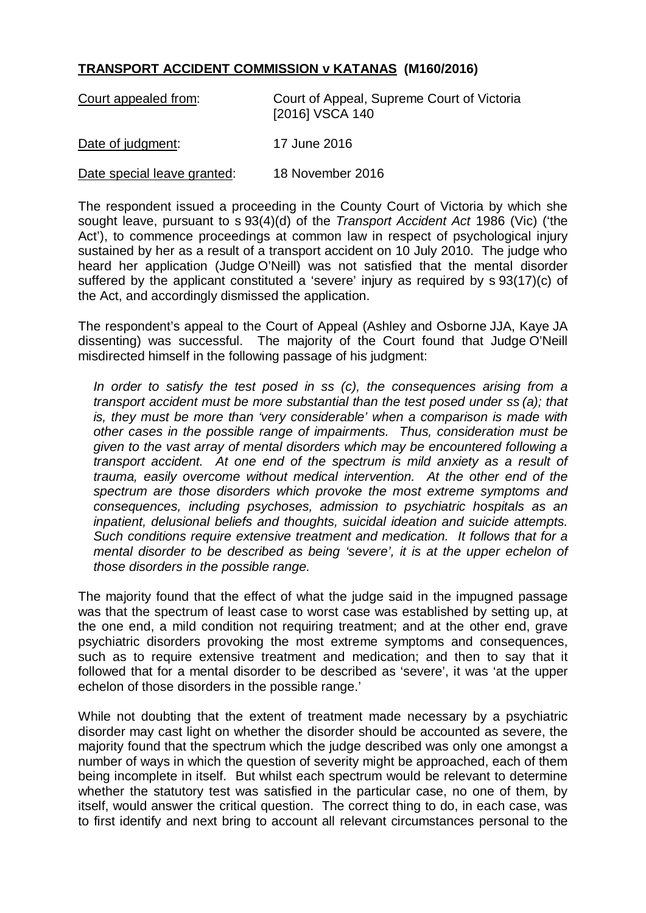# **TRANSPORT ACCIDENT COMMISSION v KATANAS (M160/2016)**

| | |
|---|---|
| Court appealed from: | Court of Appeal, Supreme Court of Victoria [2016] VSCA 140 |
| Date of judgment: | 17 June 2016 |
| Date special leave granted: | 18 November 2016 |

The respondent issued a proceeding in the County Court of Victoria by which she sought leave, pursuant to s 93(4)(d) of the *Transport Accident Act* 1986 (Vic) ('the Act'), to commence proceedings at common law in respect of psychological injury sustained by her as a result of a transport accident on 10 July 2010. The judge who heard her application (Judge O'Neill) was not satisfied that the mental disorder suffered by the applicant constituted a 'severe' injury as required by s 93(17)(c) of the Act, and accordingly dismissed the application.

The respondent's appeal to the Court of Appeal (Ashley and Osborne JJA, Kaye JA dissenting) was successful. The majority of the Court found that Judge O'Neill misdirected himself in the following passage of his judgment:

> *In order to satisfy the test posed in ss (c), the consequences arising from a transport accident must be more substantial than the test posed under ss (a); that is, they must be more than 'very considerable' when a comparison is made with other cases in the possible range of impairments. Thus, consideration must be given to the vast array of mental disorders which may be encountered following a transport accident. At one end of the spectrum is mild anxiety as a result of trauma, easily overcome without medical intervention. At the other end of the spectrum are those disorders which provoke the most extreme symptoms and consequences, including psychoses, admission to psychiatric hospitals as an inpatient, delusional beliefs and thoughts, suicidal ideation and suicide attempts. Such conditions require extensive treatment and medication. It follows that for a mental disorder to be described as being 'severe', it is at the upper echelon of those disorders in the possible range.*

The majority found that the effect of what the judge said in the impugned passage was that the spectrum of least case to worst case was established by setting up, at the one end, a mild condition not requiring treatment; and at the other end, grave psychiatric disorders provoking the most extreme symptoms and consequences, such as to require extensive treatment and medication; and then to say that it followed that for a mental disorder to be described as 'severe', it was 'at the upper echelon of those disorders in the possible range.'

While not doubting that the extent of treatment made necessary by a psychiatric disorder may cast light on whether the disorder should be accounted as severe, the majority found that the spectrum which the judge described was only one amongst a number of ways in which the question of severity might be approached, each of them being incomplete in itself. But whilst each spectrum would be relevant to determine whether the statutory test was satisfied in the particular case, no one of them, by itself, would answer the critical question. The correct thing to do, in each case, was to first identify and next bring to account all relevant circumstances personal to the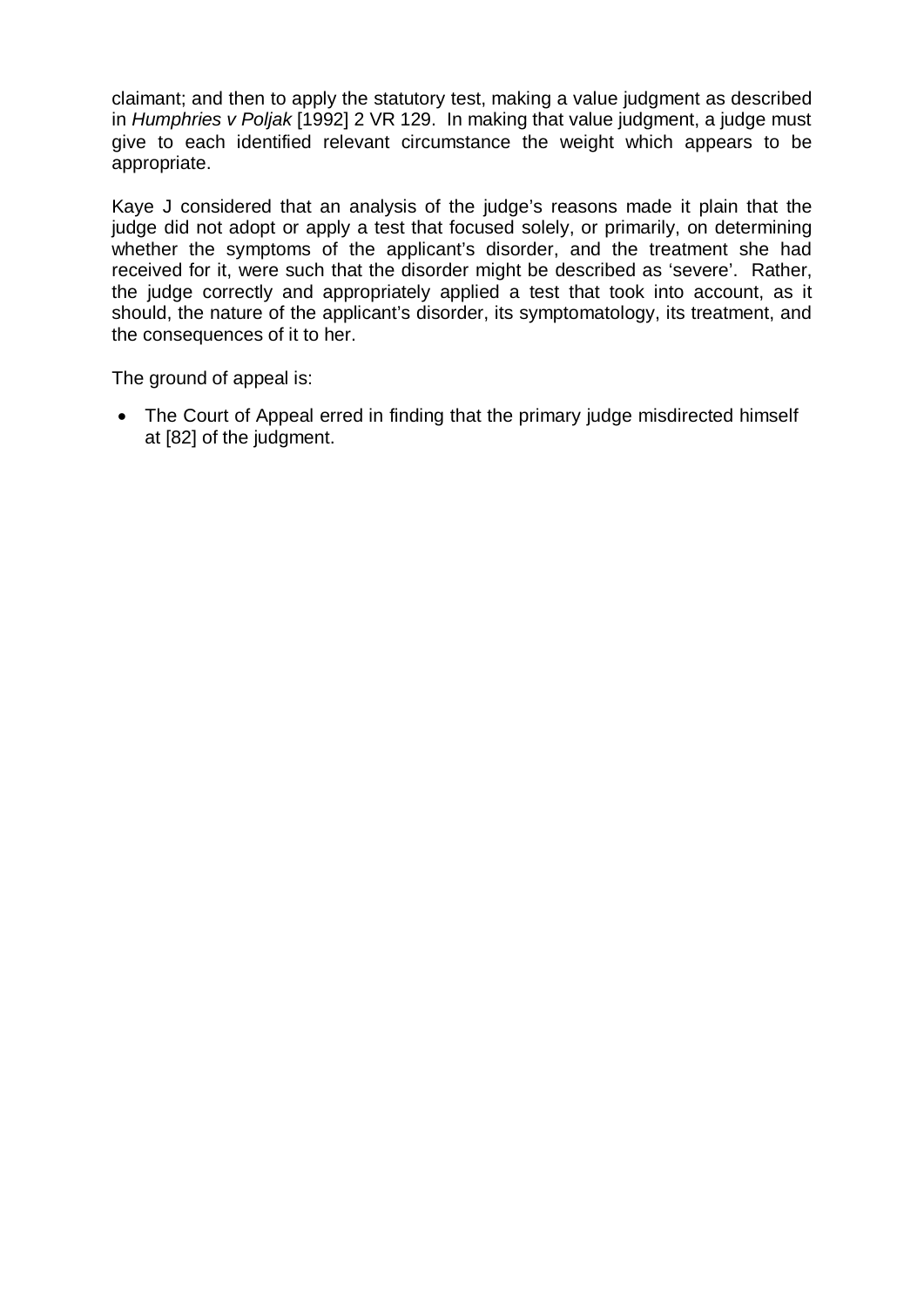claimant; and then to apply the statutory test, making a value judgment as described in *Humphries v Poljak* [1992] 2 VR 129. In making that value judgment, a judge must give to each identified relevant circumstance the weight which appears to be appropriate.

Kaye J considered that an analysis of the judge's reasons made it plain that the judge did not adopt or apply a test that focused solely, or primarily, on determining whether the symptoms of the applicant's disorder, and the treatment she had received for it, were such that the disorder might be described as 'severe'. Rather, the judge correctly and appropriately applied a test that took into account, as it should, the nature of the applicant's disorder, its symptomatology, its treatment, and the consequences of it to her.

The ground of appeal is:

- The Court of Appeal erred in finding that the primary judge misdirected himself at [82] of the judgment.